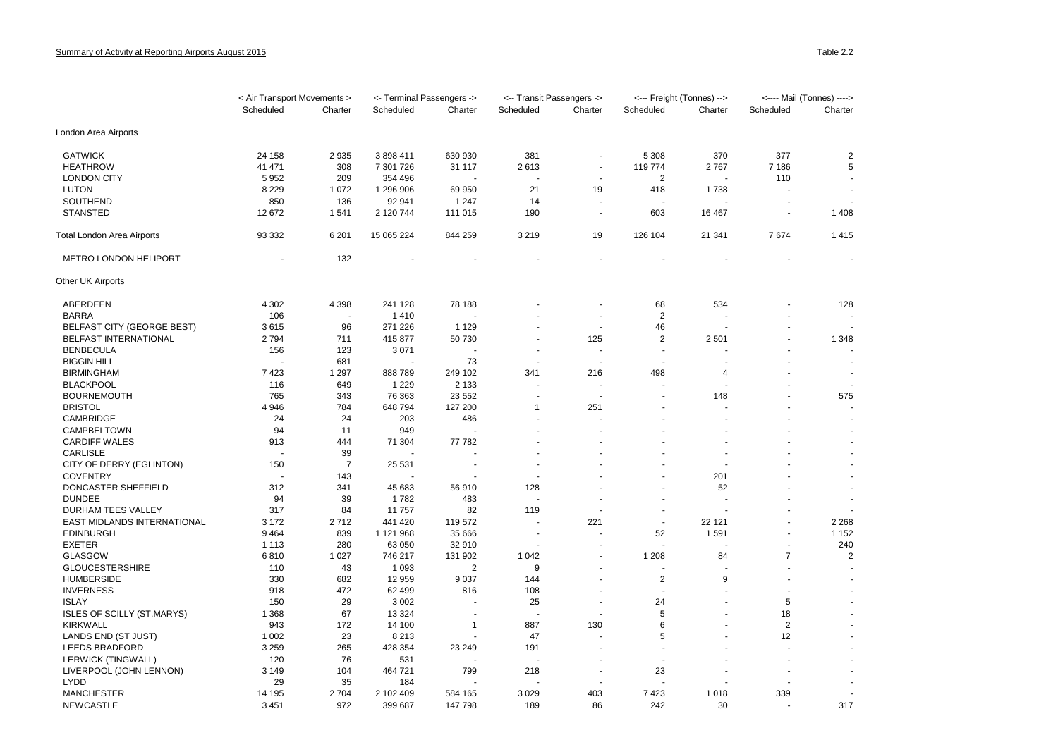Summary of Activity at Reporting Airports August 2015

Table 2.2

| | < Air Transport Movements > | | <- Terminal Passengers -> | | <-- Transit Passengers -> | | <--- Freight (Tonnes) --> | | <---- Mail (Tonnes) ----> | |
|---|---|---|---|---|---|---|---|---|---|---|
| | Scheduled | Charter | Scheduled | Charter | Scheduled | Charter | Scheduled | Charter | Scheduled | Charter |
| London Area Airports | | | | | | | | | | |
| GATWICK | 24 158 | 2 935 | 3 898 411 | 630 930 | 381 | - | 5 308 | 370 | 377 | 2 |
| HEATHROW | 41 471 | 308 | 7 301 726 | 31 117 | 2 613 | - | 119 774 | 2 767 | 7 186 | 5 |
| LONDON CITY | 5 952 | 209 | 354 496 | - | - | - | 2 | - | 110 | - |
| LUTON | 8 229 | 1 072 | 1 296 906 | 69 950 | 21 | 19 | 418 | 1 738 | - | - |
| SOUTHEND | 850 | 136 | 92 941 | 1 247 | 14 | - | - | - | - | - |
| STANSTED | 12 672 | 1 541 | 2 120 744 | 111 015 | 190 | - | 603 | 16 467 | - | 1 408 |
| Total London Area Airports | 93 332 | 6 201 | 15 065 224 | 844 259 | 3 219 | 19 | 126 104 | 21 341 | 7 674 | 1 415 |
| METRO LONDON HELIPORT | - | 132 | - | - | - | - | - | - | - | - |
| Other UK Airports | | | | | | | | | | |
| ABERDEEN | 4 302 | 4 398 | 241 128 | 78 188 | - | - | 68 | 534 | - | 128 |
| BARRA | 106 | - | 1 410 | - | - | - | 2 | - | - | - |
| BELFAST CITY (GEORGE BEST) | 3 615 | 96 | 271 226 | 1 129 | - | - | 46 | - | - | - |
| BELFAST INTERNATIONAL | 2 794 | 711 | 415 877 | 50 730 | - | 125 | 2 | 2 501 | - | 1 348 |
| BENBECULA | 156 | 123 | 3 071 | - | - | - | - | - | - | - |
| BIGGIN HILL | - | 681 | - | 73 | - | - | - | - | - | - |
| BIRMINGHAM | 7 423 | 1 297 | 888 789 | 249 102 | 341 | 216 | 498 | 4 | - | - |
| BLACKPOOL | 116 | 649 | 1 229 | 2 133 | - | - | - | - | - | - |
| BOURNEMOUTH | 765 | 343 | 76 363 | 23 552 | - | - | - | 148 | - | 575 |
| BRISTOL | 4 946 | 784 | 648 794 | 127 200 | 1 | 251 | - | - | - | - |
| CAMBRIDGE | 24 | 24 | 203 | 486 | - | - | - | - | - | - |
| CAMPBELTOWN | 94 | 11 | 949 | - | - | - | - | - | - | - |
| CARDIFF WALES | 913 | 444 | 71 304 | 77 782 | - | - | - | - | - | - |
| CARLISLE | - | 39 | - | - | - | - | - | - | - | - |
| CITY OF DERRY (EGLINTON) | 150 | 7 | 25 531 | - | - | - | - | - | - | - |
| COVENTRY | - | 143 | - | - | - | - | - | 201 | - | - |
| DONCASTER SHEFFIELD | 312 | 341 | 45 683 | 56 910 | 128 | - | - | 52 | - | - |
| DUNDEE | 94 | 39 | 1 782 | 483 | - | - | - | - | - | - |
| DURHAM TEES VALLEY | 317 | 84 | 11 757 | 82 | 119 | - | - | - | - | - |
| EAST MIDLANDS INTERNATIONAL | 3 172 | 2 712 | 441 420 | 119 572 | - | 221 | - | 22 121 | - | 2 268 |
| EDINBURGH | 9 464 | 839 | 1 121 968 | 35 666 | - | - | 52 | 1 591 | - | 1 152 |
| EXETER | 1 113 | 280 | 63 050 | 32 910 | - | - | - | - | - | 240 |
| GLASGOW | 6 810 | 1 027 | 746 217 | 131 902 | 1 042 | - | 1 208 | 84 | 7 | 2 |
| GLOUCESTERSHIRE | 110 | 43 | 1 093 | 2 | 9 | - | - | - | - | - |
| HUMBERSIDE | 330 | 682 | 12 959 | 9 037 | 144 | - | 2 | 9 | - | - |
| INVERNESS | 918 | 472 | 62 499 | 816 | 108 | - | - | - | - | - |
| ISLAY | 150 | 29 | 3 002 | - | 25 | - | 24 | - | 5 | - |
| ISLES OF SCILLY (ST.MARYS) | 1 368 | 67 | 13 324 | - | - | - | 5 | - | 18 | - |
| KIRKWALL | 943 | 172 | 14 100 | 1 | 887 | 130 | 6 | - | 2 | - |
| LANDS END (ST JUST) | 1 002 | 23 | 8 213 | - | 47 | - | 5 | - | 12 | - |
| LEEDS BRADFORD | 3 259 | 265 | 428 354 | 23 249 | 191 | - | - | - | - | - |
| LERWICK (TINGWALL) | 120 | 76 | 531 | - | - | - | - | - | - | - |
| LIVERPOOL (JOHN LENNON) | 3 149 | 104 | 464 721 | 799 | 218 | - | 23 | - | - | - |
| LYDD | 29 | 35 | 184 | - | - | - | - | - | - | - |
| MANCHESTER | 14 195 | 2 704 | 2 102 409 | 584 165 | 3 029 | 403 | 7 423 | 1 018 | 339 | - |
| NEWCASTLE | 3 451 | 972 | 399 687 | 147 798 | 189 | 86 | 242 | 30 | - | 317 |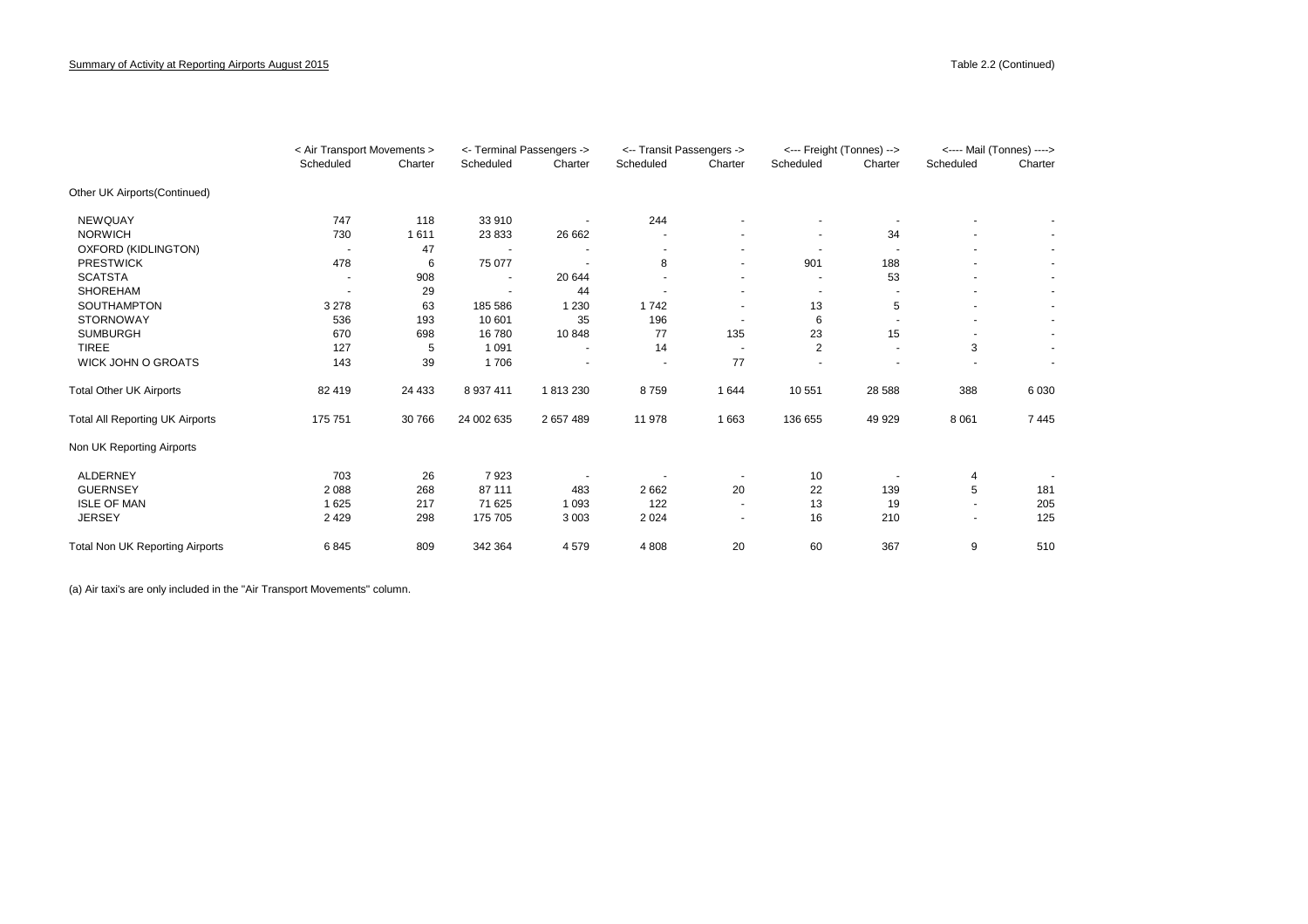Summary of Activity at Reporting Airports August 2015

Table 2.2 (Continued)

| | < Air Transport Movements > | | <- Terminal Passengers -> | | <-- Transit Passengers -> | | <--- Freight (Tonnes) --> | | <---- Mail (Tonnes) ----> | |
|---|---|---|---|---|---|---|---|---|---|---|
| | Scheduled | Charter | Scheduled | Charter | Scheduled | Charter | Scheduled | Charter | Scheduled | Charter |
| Other UK Airports(Continued) | | | | | | | | | | |
| NEWQUAY | 747 | 118 | 33 910 | - | 244 | - | - | - | - | - |
| NORWICH | 730 | 1 611 | 23 833 | 26 662 | - | - | - | 34 | - | - |
| OXFORD (KIDLINGTON) | - | 47 | - | - | - | - | - | - | - | - |
| PRESTWICK | 478 | 6 | 75 077 | - | 8 | - | 901 | 188 | - | - |
| SCATSTA | - | 908 | - | 20 644 | - | - | - | 53 | - | - |
| SHOREHAM | - | 29 | - | 44 | - | - | - | - | - | - |
| SOUTHAMPTON | 3 278 | 63 | 185 586 | 1 230 | 1 742 | - | 13 | 5 | - | - |
| STORNOWAY | 536 | 193 | 10 601 | 35 | 196 | - | 6 | - | - | - |
| SUMBURGH | 670 | 698 | 16 780 | 10 848 | 77 | 135 | 23 | 15 | - | - |
| TIREE | 127 | 5 | 1 091 | - | 14 | - | 2 | - | 3 | - |
| WICK JOHN O GROATS | 143 | 39 | 1 706 | - | - | 77 | - | - | - | - |
| Total Other UK Airports | 82 419 | 24 433 | 8 937 411 | 1 813 230 | 8 759 | 1 644 | 10 551 | 28 588 | 388 | 6 030 |
| Total All Reporting UK Airports | 175 751 | 30 766 | 24 002 635 | 2 657 489 | 11 978 | 1 663 | 136 655 | 49 929 | 8 061 | 7 445 |
| Non UK Reporting Airports | | | | | | | | | | |
| ALDERNEY | 703 | 26 | 7 923 | - | - | - | 10 | - | 4 | - |
| GUERNSEY | 2 088 | 268 | 87 111 | 483 | 2 662 | 20 | 22 | 139 | 5 | 181 |
| ISLE OF MAN | 1 625 | 217 | 71 625 | 1 093 | 122 | - | 13 | 19 | - | 205 |
| JERSEY | 2 429 | 298 | 175 705 | 3 003 | 2 024 | - | 16 | 210 | - | 125 |
| Total Non UK Reporting Airports | 6 845 | 809 | 342 364 | 4 579 | 4 808 | 20 | 60 | 367 | 9 | 510 |

(a) Air taxi's are only included in the "Air Transport Movements" column.